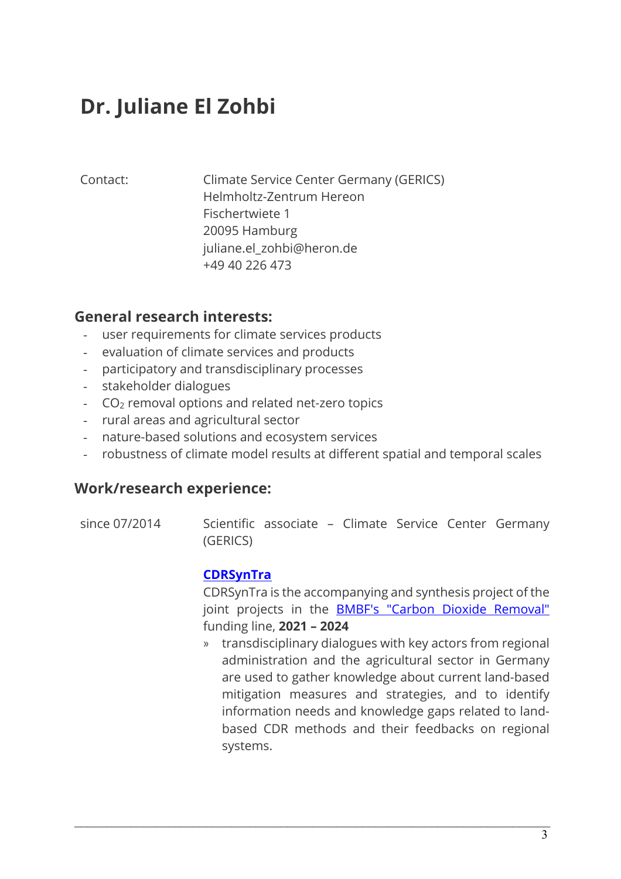# Dr. Juliane El Zohbi

Contact: Climate Service Center Germany (GERICS)
Helmholtz-Zentrum Hereon
Fischertwiete 1
20095 Hamburg
juliane.el_zohbi@heron.de
+49 40 226 473

## General research interests:

- user requirements for climate services products
- evaluation of climate services and products
- participatory and transdisciplinary processes
- stakeholder dialogues
- $CO_2$ removal options and related net-zero topics
- rural areas and agricultural sector
- nature-based solutions and ecosystem services
- robustness of climate model results at different spatial and temporal scales

## Work/research experience:

since 07/2014 Scientific associate – Climate Service Center Germany (GERICS)

**CDRSynTra**
CDRSynTra is the accompanying and synthesis project of the joint projects in the BMBF's "Carbon Dioxide Removal" funding line, **2021 – 2024**

» transdisciplinary dialogues with key actors from regional administration and the agricultural sector in Germany are used to gather knowledge about current land-based mitigation measures and strategies, and to identify information needs and knowledge gaps related to land-based CDR methods and their feedbacks on regional systems.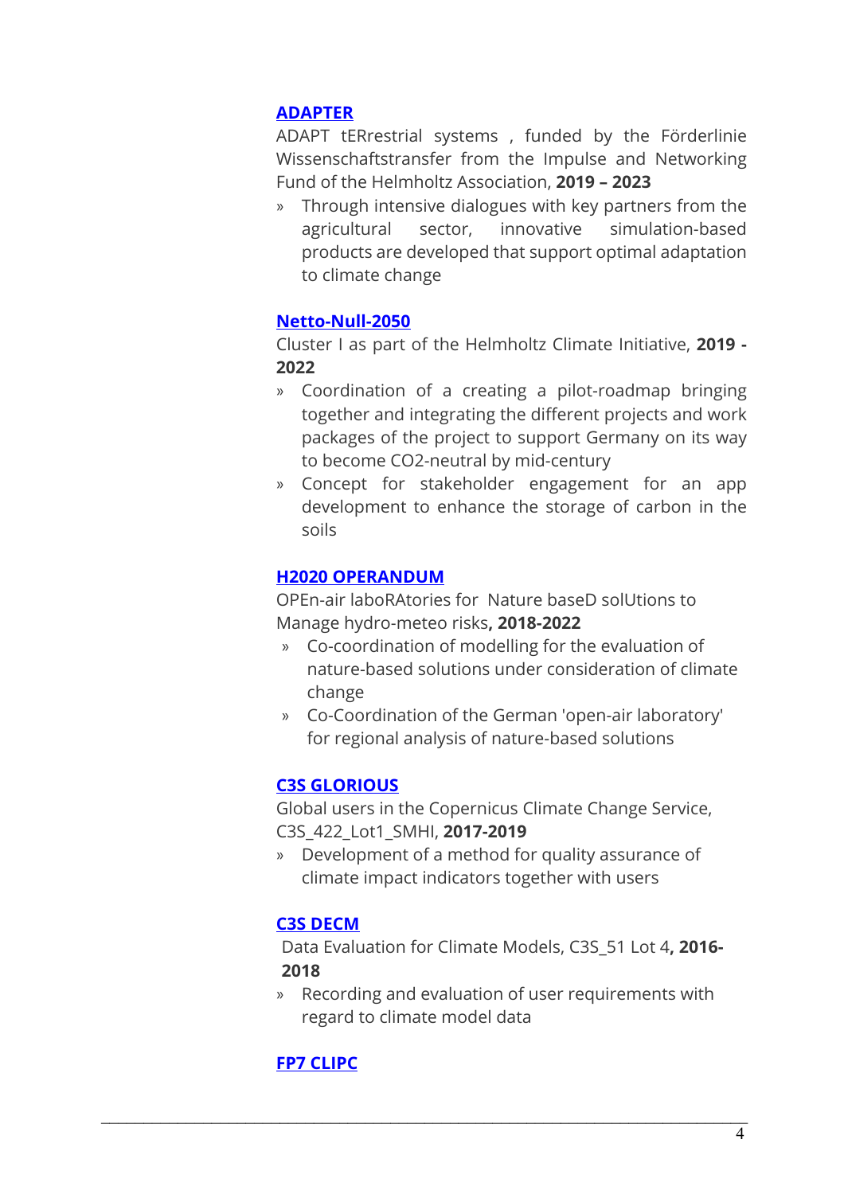**ADAPTER**

ADAPT tERrestrial systems , funded by the Förderlinie Wissenschaftstransfer from the Impulse and Networking Fund of the Helmholtz Association, **2019 – 2023**

- Through intensive dialogues with key partners from the agricultural sector, innovative simulation-based products are developed that support optimal adaptation to climate change

**Netto-Null-2050**

Cluster I as part of the Helmholtz Climate Initiative, **2019 - 2022**

- Coordination of a creating a pilot-roadmap bringing together and integrating the different projects and work packages of the project to support Germany on its way to become CO2-neutral by mid-century
- Concept for stakeholder engagement for an app development to enhance the storage of carbon in the soils

**H2020 OPERANDUM**

OPEn-air laboRAtories for Nature baseD solUtions to Manage hydro-meteo risks**, 2018-2022**

- Co-coordination of modelling for the evaluation of nature-based solutions under consideration of climate change
- Co-Coordination of the German 'open-air laboratory' for regional analysis of nature-based solutions

**C3S GLORIOUS**

Global users in the Copernicus Climate Change Service, C3S_422_Lot1_SMHI, **2017-2019**

- Development of a method for quality assurance of climate impact indicators together with users

**C3S DECM**

Data Evaluation for Climate Models, C3S_51 Lot 4**, 2016-2018**

- Recording and evaluation of user requirements with regard to climate model data

**FP7 CLIPC**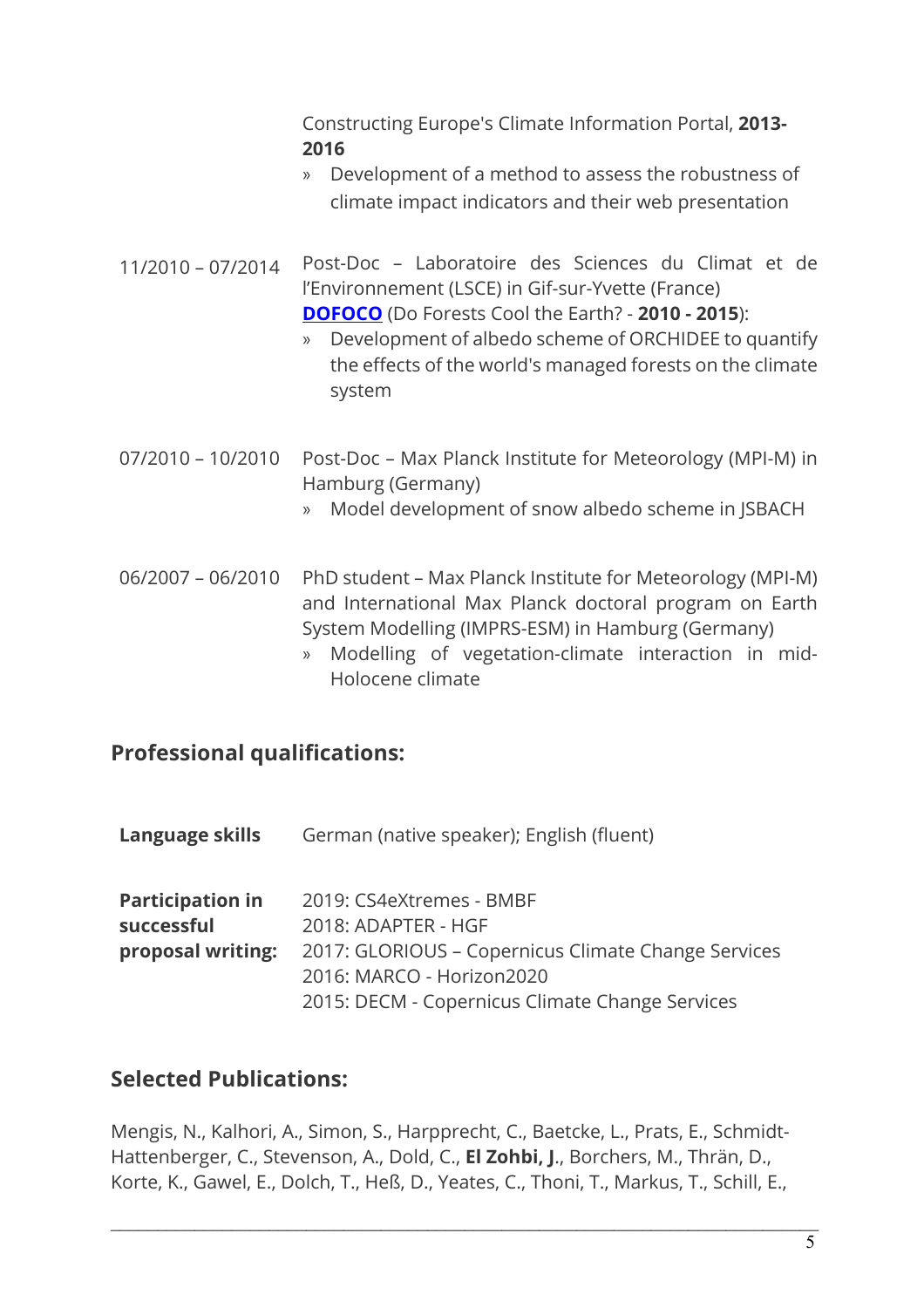Constructing Europe's Climate Information Portal, **2013-2016**

» Development of a method to assess the robustness of climate impact indicators and their web presentation

11/2010 – 07/2014 Post-Doc – Laboratoire des Sciences du Climat et de l'Environnement (LSCE) in Gif-sur-Yvette (France)
**DOFOCO** (Do Forests Cool the Earth? - **2010 - 2015**):

» Development of albedo scheme of ORCHIDEE to quantify the effects of the world's managed forests on the climate system

07/2010 – 10/2010 Post-Doc – Max Planck Institute for Meteorology (MPI-M) in Hamburg (Germany)

» Model development of snow albedo scheme in JSBACH

06/2007 – 06/2010 PhD student – Max Planck Institute for Meteorology (MPI-M) and International Max Planck doctoral program on Earth System Modelling (IMPRS-ESM) in Hamburg (Germany)

» Modelling of vegetation-climate interaction in mid-Holocene climate

## Professional qualifications:

**Language skills** German (native speaker); English (fluent)

**Participation in successful proposal writing:**
2019: CS4eXtremes - BMBF
2018: ADAPTER - HGF
2017: GLORIOUS – Copernicus Climate Change Services
2016: MARCO - Horizon2020
2015: DECM - Copernicus Climate Change Services

## Selected Publications:

Mengis, N., Kalhori, A., Simon, S., Harpprecht, C., Baetcke, L., Prats, E., Schmidt-Hattenberger, C., Stevenson, A., Dold, C., **El Zohbi, J**., Borchers, M., Thrän, D., Korte, K., Gawel, E., Dolch, T., Heß, D., Yeates, C., Thoni, T., Markus, T., Schill, E.,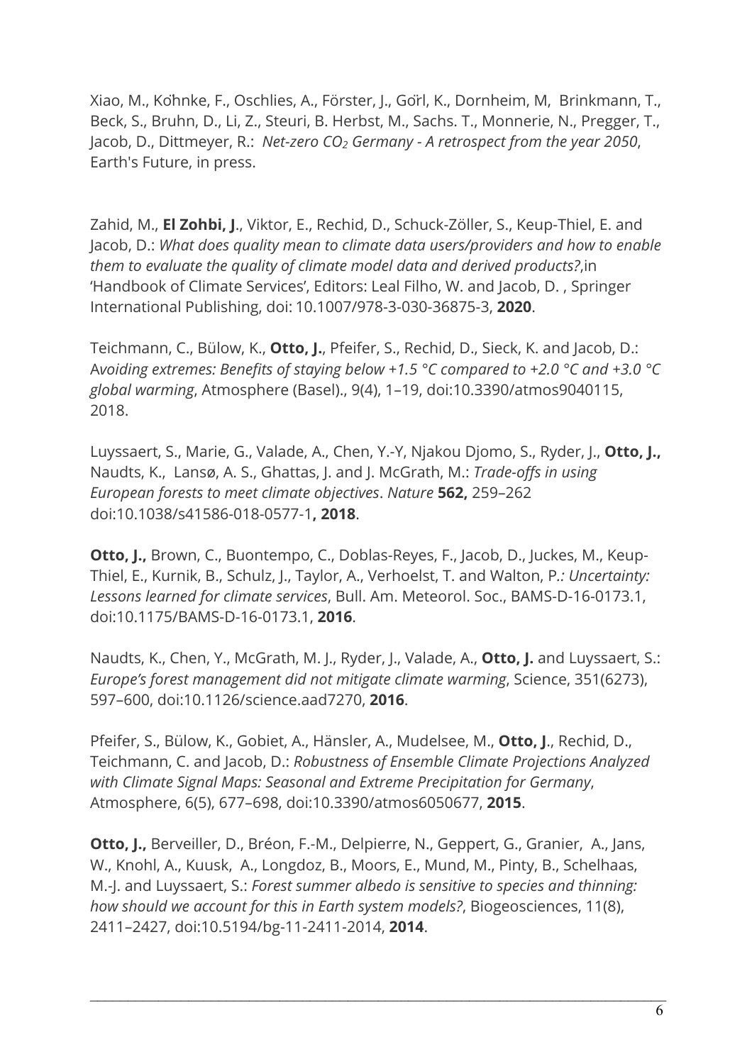Xiao, M., Köhnke, F., Oschlies, A., Förster, J., Görl, K., Dornheim, M, Brinkmann, T., Beck, S., Bruhn, D., Li, Z., Steuri, B. Herbst, M., Sachs. T., Monnerie, N., Pregger, T., Jacob, D., Dittmeyer, R.: *Net-zero $CO_2$ Germany - A retrospect from the year 2050*, Earth's Future, in press.

Zahid, M., **El Zohbi, J**., Viktor, E., Rechid, D., Schuck-Zöller, S., Keup-Thiel, E. and Jacob, D.: *What does quality mean to climate data users/providers and how to enable them to evaluate the quality of climate model data and derived products?*,in 'Handbook of Climate Services', Editors: Leal Filho, W. and Jacob, D. , Springer International Publishing, doi: 10.1007/978-3-030-36875-3, **2020**.

Teichmann, C., Bülow, K., **Otto, J.**, Pfeifer, S., Rechid, D., Sieck, K. and Jacob, D.: *Avoiding extremes: Benefits of staying below +1.5 °C compared to +2.0 °C and +3.0 °C global warming*, Atmosphere (Basel)., 9(4), 1–19, doi:10.3390/atmos9040115, 2018.

Luyssaert, S., Marie, G., Valade, A., Chen, Y.-Y, Njakou Djomo, S., Ryder, J., **Otto, J.,** Naudts, K., Lansø, A. S., Ghattas, J. and J. McGrath, M.: *Trade-offs in using European forests to meet climate objectives*. *Nature* **562,** 259–262 doi:10.1038/s41586-018-0577-1**, 2018**.

**Otto, J.,** Brown, C., Buontempo, C., Doblas-Reyes, F., Jacob, D., Juckes, M., Keup-Thiel, E., Kurnik, B., Schulz, J., Taylor, A., Verhoelst, T. and Walton, P.*: Uncertainty: Lessons learned for climate services*, Bull. Am. Meteorol. Soc., BAMS-D-16-0173.1, doi:10.1175/BAMS-D-16-0173.1, **2016**.

Naudts, K., Chen, Y., McGrath, M. J., Ryder, J., Valade, A., **Otto, J.** and Luyssaert, S.: *Europe's forest management did not mitigate climate warming*, Science, 351(6273), 597–600, doi:10.1126/science.aad7270, **2016**.

Pfeifer, S., Bülow, K., Gobiet, A., Hänsler, A., Mudelsee, M., **Otto, J**., Rechid, D., Teichmann, C. and Jacob, D.: *Robustness of Ensemble Climate Projections Analyzed with Climate Signal Maps: Seasonal and Extreme Precipitation for Germany*, Atmosphere, 6(5), 677–698, doi:10.3390/atmos6050677, **2015**.

**Otto, J.,** Berveiller, D., Bréon, F.-M., Delpierre, N., Geppert, G., Granier, A., Jans, W., Knohl, A., Kuusk, A., Longdoz, B., Moors, E., Mund, M., Pinty, B., Schelhaas, M.-J. and Luyssaert, S.: *Forest summer albedo is sensitive to species and thinning: how should we account for this in Earth system models?*, Biogeosciences, 11(8), 2411–2427, doi:10.5194/bg-11-2411-2014, **2014**.